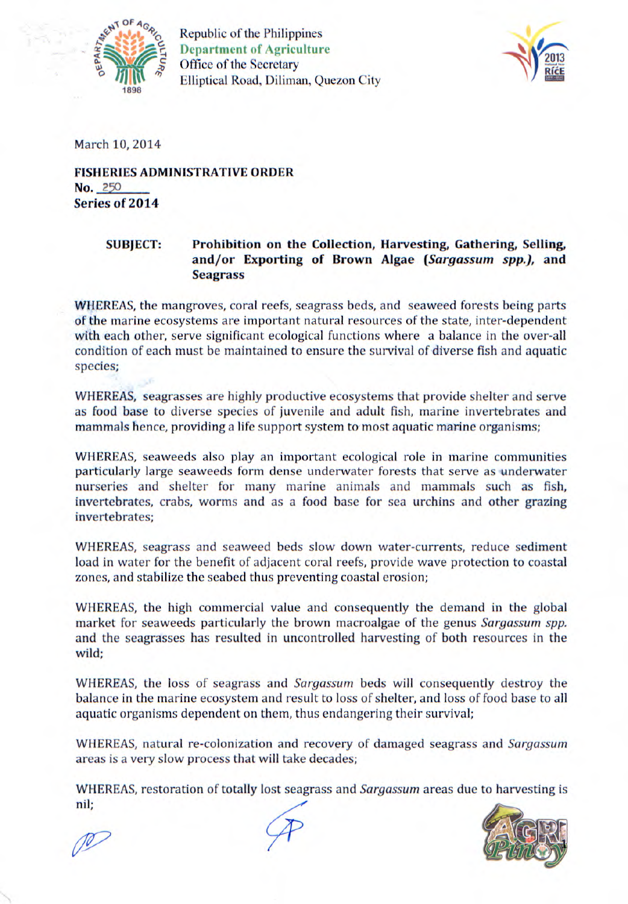Republic of the Philippines
Department of Agriculture
Office of the Secretary
Elliptical Road, Diliman, Quezon City

March 10, 2014

**FISHERIES ADMINISTRATIVE ORDER**
**No. 250**
**Series of 2014**

**SUBJECT: Prohibition on the Collection, Harvesting, Gathering, Selling, and/or Exporting of Brown Algae (*Sargassum spp.*), and Seagrass**

WHEREAS, the mangroves, coral reefs, seagrass beds, and seaweed forests being parts of the marine ecosystems are important natural resources of the state, inter-dependent with each other, serve significant ecological functions where a balance in the over-all condition of each must be maintained to ensure the survival of diverse fish and aquatic species;

WHEREAS, seagrasses are highly productive ecosystems that provide shelter and serve as food base to diverse species of juvenile and adult fish, marine invertebrates and mammals hence, providing a life support system to most aquatic marine organisms;

WHEREAS, seaweeds also play an important ecological role in marine communities particularly large seaweeds form dense underwater forests that serve as underwater nurseries and shelter for many marine animals and mammals such as fish, invertebrates, crabs, worms and as a food base for sea urchins and other grazing invertebrates;

WHEREAS, seagrass and seaweed beds slow down water-currents, reduce sediment load in water for the benefit of adjacent coral reefs, provide wave protection to coastal zones, and stabilize the seabed thus preventing coastal erosion;

WHEREAS, the high commercial value and consequently the demand in the global market for seaweeds particularly the brown macroalgae of the genus *Sargassum spp.* and the seagrasses has resulted in uncontrolled harvesting of both resources in the wild;

WHEREAS, the loss of seagrass and *Sargassum* beds will consequently destroy the balance in the marine ecosystem and result to loss of shelter, and loss of food base to all aquatic organisms dependent on them, thus endangering their survival;

WHEREAS, natural re-colonization and recovery of damaged seagrass and *Sargassum* areas is a very slow process that will take decades;

WHEREAS, restoration of totally lost seagrass and *Sargassum* areas due to harvesting is nil;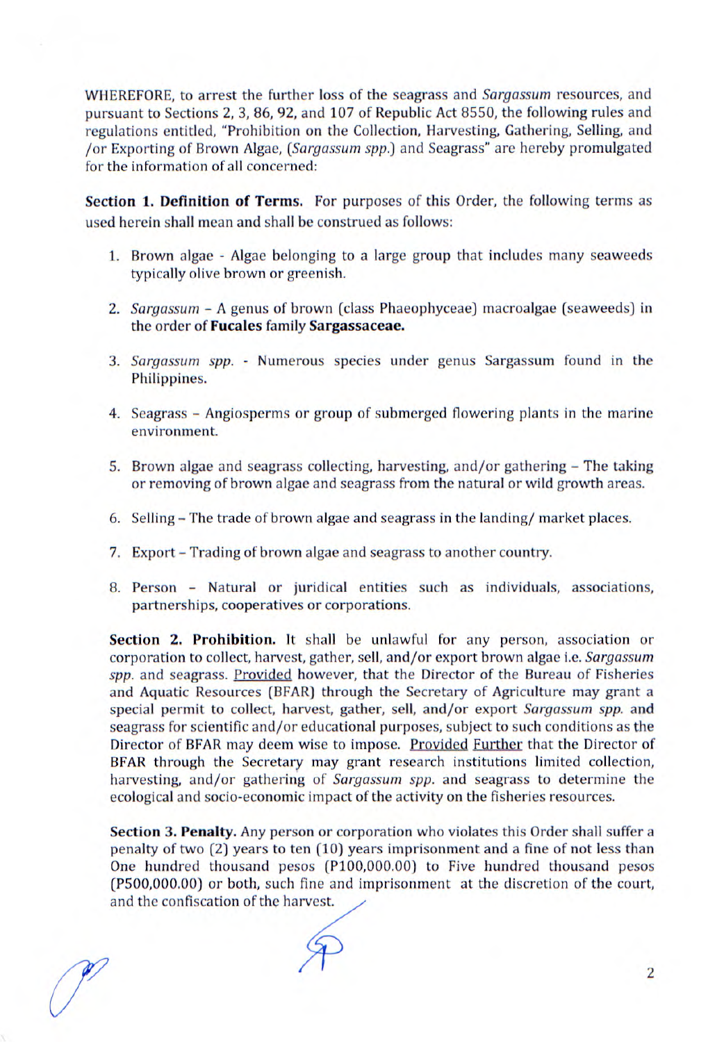WHEREFORE, to arrest the further loss of the seagrass and *Sargassum* resources, and pursuant to Sections 2, 3, 86, 92, and 107 of Republic Act 8550, the following rules and regulations entitled, "Prohibition on the Collection, Harvesting, Gathering, Selling, and /or Exporting of Brown Algae, (*Sargassum spp.*) and Seagrass" are hereby promulgated for the information of all concerned:

**Section 1. Definition of Terms.** For purposes of this Order, the following terms as used herein shall mean and shall be construed as follows:

1. Brown algae - Algae belonging to a large group that includes many seaweeds typically olive brown or greenish.

2. *Sargassum* – A genus of brown (class Phaeophyceae) macroalgae (seaweeds) in the order of **Fucales** family **Sargassaceae.**

3. *Sargassum spp.* - Numerous species under genus Sargassum found in the Philippines.

4. Seagrass – Angiosperms or group of submerged flowering plants in the marine environment.

5. Brown algae and seagrass collecting, harvesting, and/or gathering – The taking or removing of brown algae and seagrass from the natural or wild growth areas.

6. Selling – The trade of brown algae and seagrass in the landing/ market places.

7. Export – Trading of brown algae and seagrass to another country.

8. Person – Natural or juridical entities such as individuals, associations, partnerships, cooperatives or corporations.

**Section 2. Prohibition.** It shall be unlawful for any person, association or corporation to collect, harvest, gather, sell, and/or export brown algae i.e. *Sargassum spp.* and seagrass. Provided however, that the Director of the Bureau of Fisheries and Aquatic Resources (BFAR) through the Secretary of Agriculture may grant a special permit to collect, harvest, gather, sell, and/or export *Sargassum spp.* and seagrass for scientific and/or educational purposes, subject to such conditions as the Director of BFAR may deem wise to impose. Provided Further that the Director of BFAR through the Secretary may grant research institutions limited collection, harvesting, and/or gathering of *Sargassum spp.* and seagrass to determine the ecological and socio-economic impact of the activity on the fisheries resources.

**Section 3. Penalty.** Any person or corporation who violates this Order shall suffer a penalty of two (2) years to ten (10) years imprisonment and a fine of not less than One hundred thousand pesos (P100,000.00) to Five hundred thousand pesos (P500,000.00) or both, such fine and imprisonment at the discretion of the court, and the confiscation of the harvest.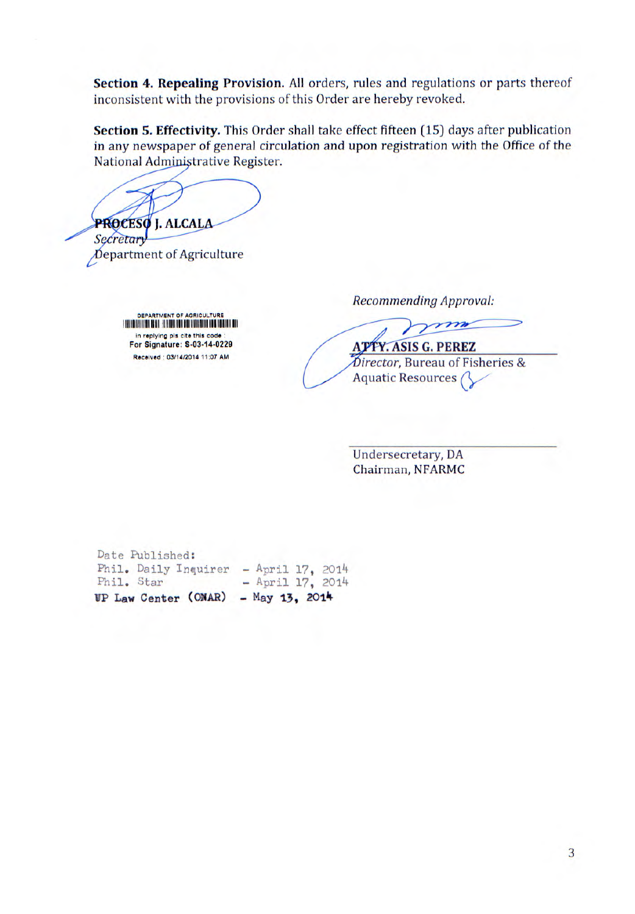**Section 4. Repealing Provision.** All orders, rules and regulations or parts thereof inconsistent with the provisions of this Order are hereby revoked.

**Section 5. Effectivity.** This Order shall take effect fifteen (15) days after publication in any newspaper of general circulation and upon registration with the Office of the National Administrative Register.

**PROCESO J. ALCALA**
*Secretary*
Department of Agriculture

DEPARTMENT OF AGRICULTURE
in replying pls cite this code :
For Signature: S-03-14-0229
Received : 03/14/2014 11:07 AM

*Recommending Approval:*

**ATTY. ASIS G. PEREZ**
*Director*, Bureau of Fisheries & Aquatic Resources

Undersecretary, DA
Chairman, NFARMC

Date Published:
Phil. Daily Inquirer - April 17, 2014
Phil. Star - April 17, 2014
**UP Law Center (ONAR) - May 13, 2014**